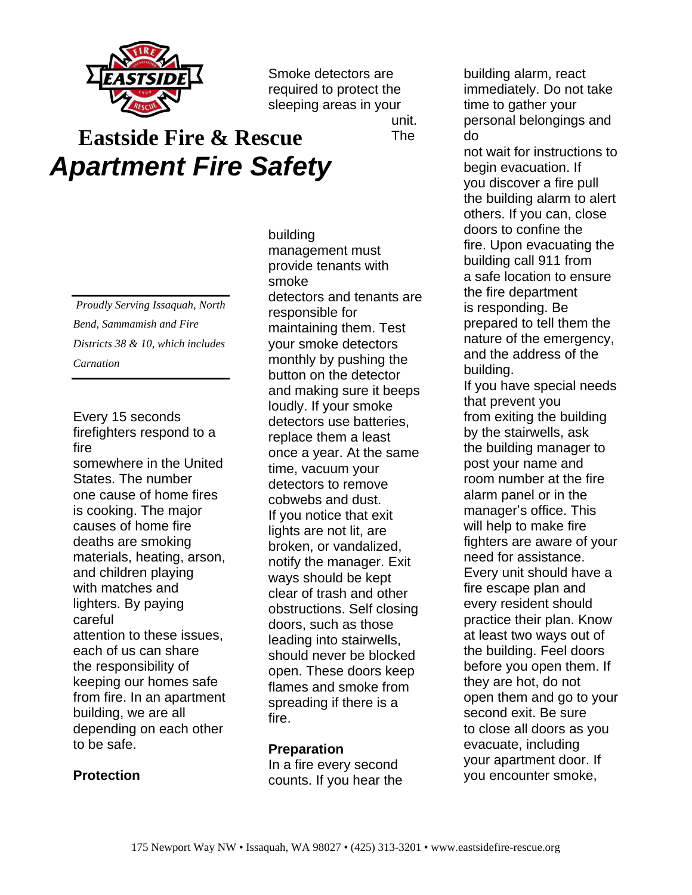# Eastside Fire & Rescue

## *Apartment Fire Safety*

*Proudly Serving Issaquah, North Bend, Sammamish and Fire Districts 38 & 10, which includes Carnation*

Every 15 seconds firefighters respond to a fire somewhere in the United States. The number one cause of home fires is cooking. The major causes of home fire deaths are smoking materials, heating, arson, and children playing with matches and lighters. By paying careful attention to these issues, each of us can share the responsibility of keeping our homes safe from fire. In an apartment building, we are all depending on each other to be safe.

**Protection**

Smoke detectors are required to protect the sleeping areas in your unit. The building management must provide tenants with smoke detectors and tenants are responsible for maintaining them. Test your smoke detectors monthly by pushing the button on the detector and making sure it beeps loudly. If your smoke detectors use batteries, replace them a least once a year. At the same time, vacuum your detectors to remove cobwebs and dust.

If you notice that exit lights are not lit, are broken, or vandalized, notify the manager. Exit ways should be kept clear of trash and other obstructions. Self closing doors, such as those leading into stairwells, should never be blocked open. These doors keep flames and smoke from spreading if there is a fire.

**Preparation**

In a fire every second counts. If you hear the building alarm, react immediately. Do not take time to gather your personal belongings and do not wait for instructions to begin evacuation. If you discover a fire pull the building alarm to alert others. If you can, close doors to confine the fire. Upon evacuating the building call 911 from a safe location to ensure the fire department is responding. Be prepared to tell them the nature of the emergency, and the address of the building.

If you have special needs that prevent you from exiting the building by the stairwells, ask the building manager to post your name and room number at the fire alarm panel or in the manager's office. This will help to make fire fighters are aware of your need for assistance.

Every unit should have a fire escape plan and every resident should practice their plan. Know at least two ways out of the building. Feel doors before you open them. If they are hot, do not open them and go to your second exit. Be sure to close all doors as you evacuate, including your apartment door. If you encounter smoke,

175 Newport Way NW • Issaquah, WA 98027 • (425) 313-3201 • www.eastsidefire-rescue.org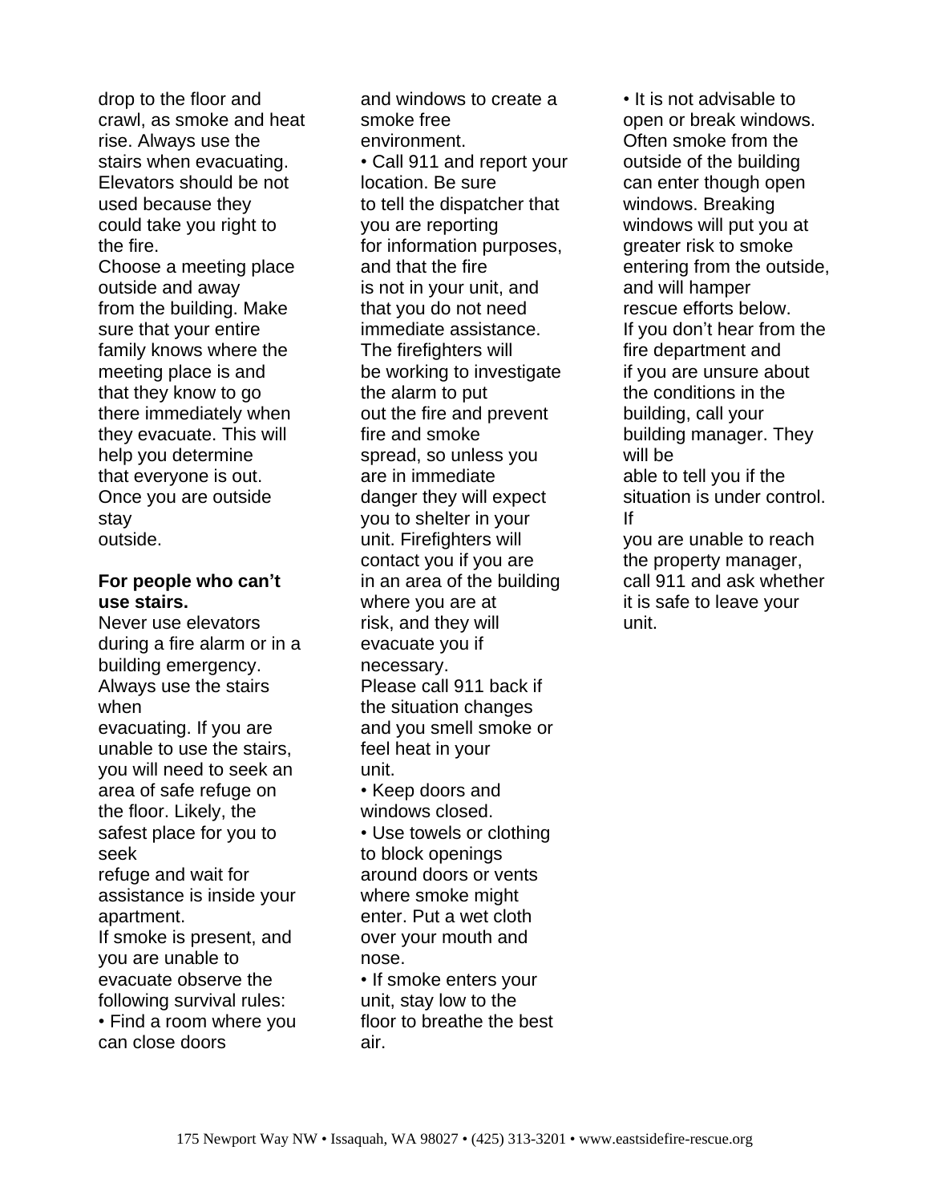drop to the floor and crawl, as smoke and heat rise. Always use the stairs when evacuating. Elevators should be not used because they could take you right to the fire.

Choose a meeting place outside and away from the building. Make sure that your entire family knows where the meeting place is and that they know to go there immediately when they evacuate. This will help you determine that everyone is out. Once you are outside stay outside.

**For people who can't use stairs.**

Never use elevators during a fire alarm or in a building emergency. Always use the stairs when evacuating. If you are unable to use the stairs, you will need to seek an area of safe refuge on the floor. Likely, the safest place for you to seek refuge and wait for assistance is inside your apartment.

If smoke is present, and you are unable to evacuate observe the following survival rules:

- Find a room where you can close doors and windows to create a smoke free environment.
- Call 911 and report your location. Be sure to tell the dispatcher that you are reporting for information purposes, and that the fire is not in your unit, and that you do not need immediate assistance. The firefighters will be working to investigate the alarm to put out the fire and prevent fire and smoke spread, so unless you are in immediate danger they will expect you to shelter in your unit. Firefighters will contact you if you are in an area of the building where you are at risk, and they will evacuate you if necessary.

Please call 911 back if the situation changes and you smell smoke or feel heat in your unit.

- Keep doors and windows closed.
- Use towels or clothing to block openings around doors or vents where smoke might enter. Put a wet cloth over your mouth and nose.
- If smoke enters your unit, stay low to the floor to breathe the best air.
- It is not advisable to open or break windows. Often smoke from the outside of the building can enter though open windows. Breaking windows will put you at greater risk to smoke entering from the outside, and will hamper rescue efforts below.

If you don't hear from the fire department and if you are unsure about the conditions in the building, call your building manager. They will be able to tell you if the situation is under control. If you are unable to reach the property manager, call 911 and ask whether it is safe to leave your unit.